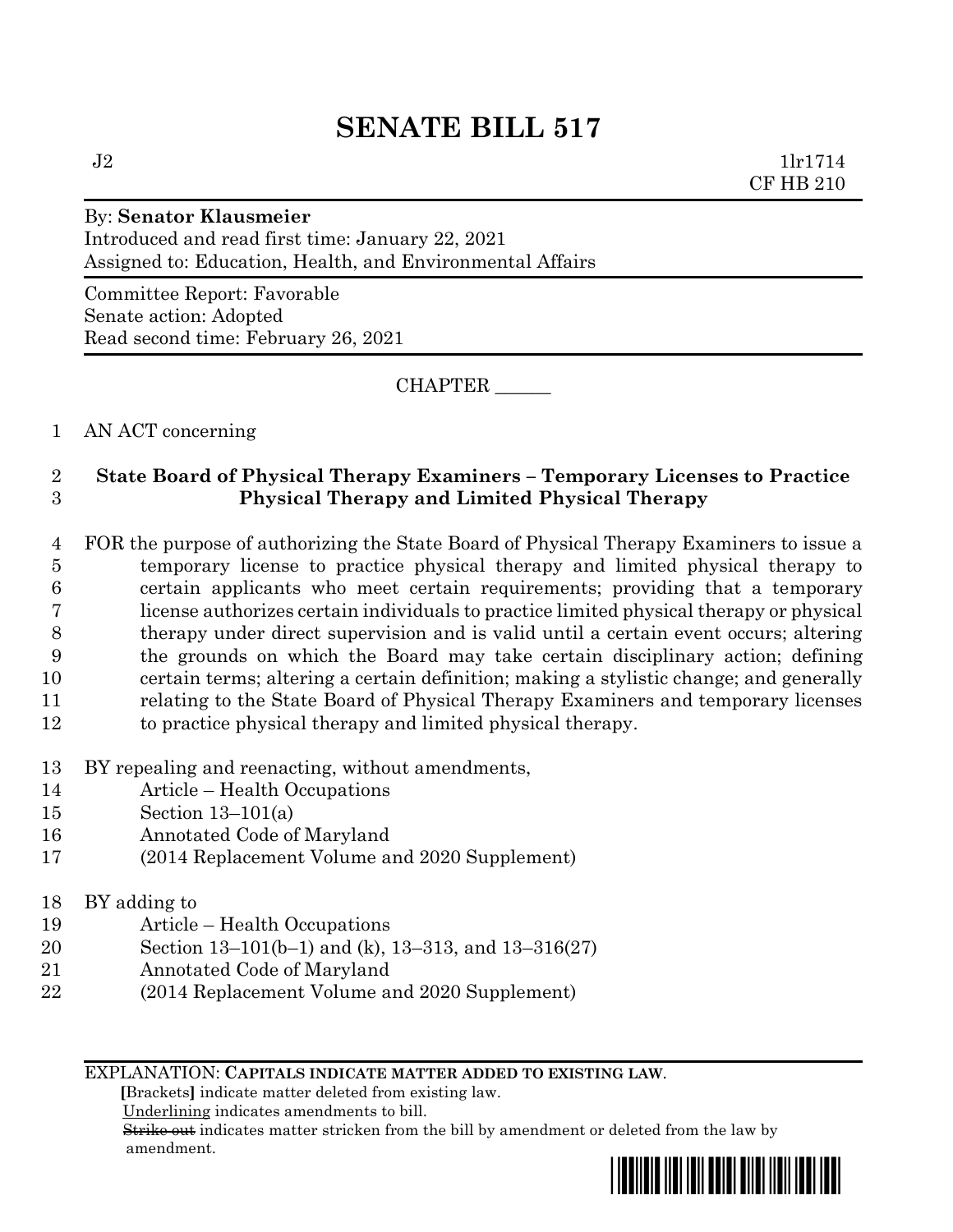# SENATE BILL 517

J2 1lr1714
CF HB 210

By: **Senator Klausmeier**
Introduced and read first time: January 22, 2021
Assigned to: Education, Health, and Environmental Affairs

Committee Report: Favorable
Senate action: Adopted
Read second time: February 26, 2021

CHAPTER ______

1 AN ACT concerning

2 **State Board of Physical Therapy Examiners – Temporary Licenses to Practice**
3 **Physical Therapy and Limited Physical Therapy**

4 FOR the purpose of authorizing the State Board of Physical Therapy Examiners to issue a
5 temporary license to practice physical therapy and limited physical therapy to
6 certain applicants who meet certain requirements; providing that a temporary
7 license authorizes certain individuals to practice limited physical therapy or physical
8 therapy under direct supervision and is valid until a certain event occurs; altering
9 the grounds on which the Board may take certain disciplinary action; defining
10 certain terms; altering a certain definition; making a stylistic change; and generally
11 relating to the State Board of Physical Therapy Examiners and temporary licenses
12 to practice physical therapy and limited physical therapy.

13 BY repealing and reenacting, without amendments,
14 Article – Health Occupations
15 Section 13–101(a)
16 Annotated Code of Maryland
17 (2014 Replacement Volume and 2020 Supplement)

18 BY adding to
19 Article – Health Occupations
20 Section 13–101(b–1) and (k), 13–313, and 13–316(27)
21 Annotated Code of Maryland
22 (2014 Replacement Volume and 2020 Supplement)

EXPLANATION: **CAPITALS INDICATE MATTER ADDED TO EXISTING LAW.**
**[**Brackets**]** indicate matter deleted from existing law.
Underlining indicates amendments to bill.
~~Strike out~~ indicates matter stricken from the bill by amendment or deleted from the law by amendment.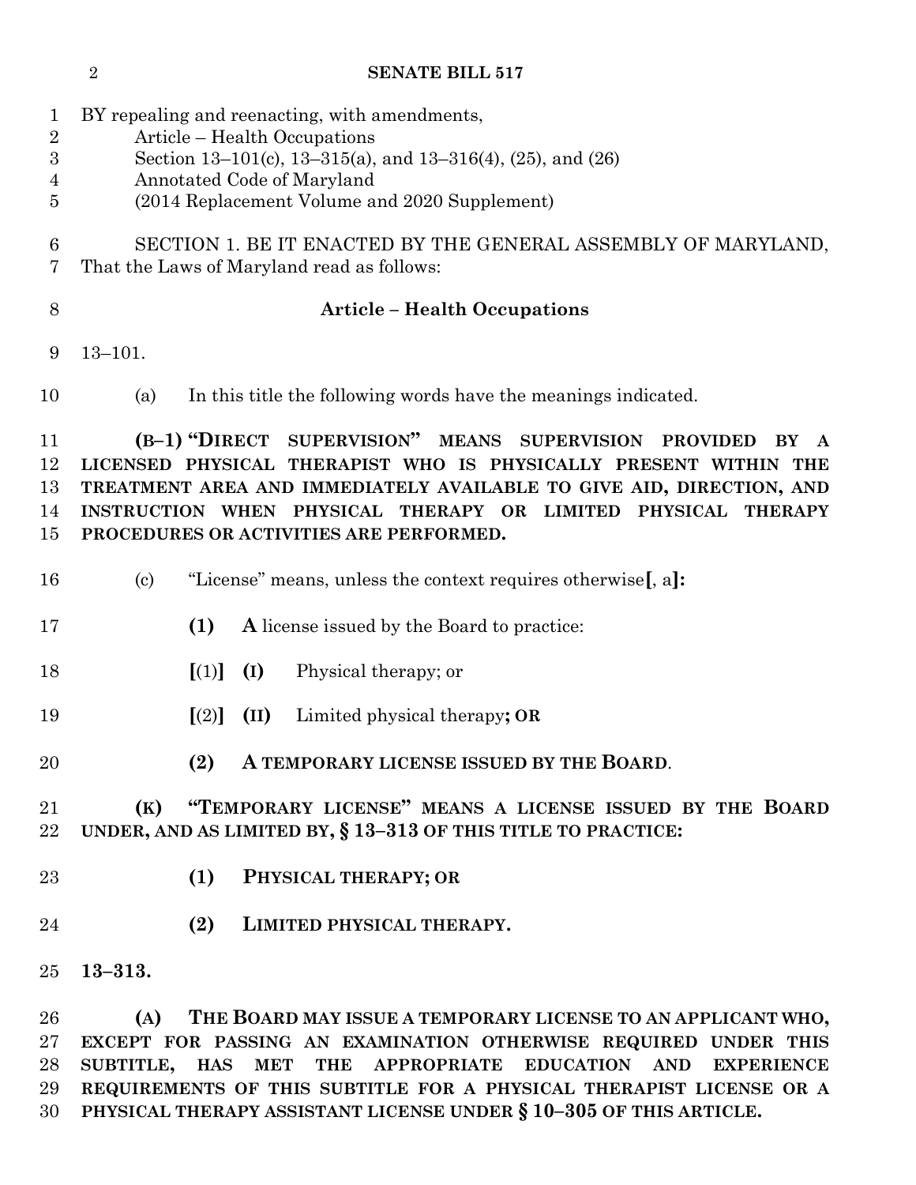BY repealing and reenacting, with amendments,
Article – Health Occupations
Section 13–101(c), 13–315(a), and 13–316(4), (25), and (26)
Annotated Code of Maryland
(2014 Replacement Volume and 2020 Supplement)

SECTION 1. BE IT ENACTED BY THE GENERAL ASSEMBLY OF MARYLAND, That the Laws of Maryland read as follows:

**Article – Health Occupations**

13–101.

(a) In this title the following words have the meanings indicated.

**(B–1) "DIRECT SUPERVISION" MEANS SUPERVISION PROVIDED BY A LICENSED PHYSICAL THERAPIST WHO IS PHYSICALLY PRESENT WITHIN THE TREATMENT AREA AND IMMEDIATELY AVAILABLE TO GIVE AID, DIRECTION, AND INSTRUCTION WHEN PHYSICAL THERAPY OR LIMITED PHYSICAL THERAPY PROCEDURES OR ACTIVITIES ARE PERFORMED.**

(c) "License" means, unless the context requires otherwise**[**, a**]:**

**(1)** **A** license issued by the Board to practice:

**[**(1)**]** **(I)** Physical therapy; or

**[**(2)**]** **(II)** Limited physical therapy**; OR**

**(2) A TEMPORARY LICENSE ISSUED BY THE BOARD**.

**(K) "TEMPORARY LICENSE" MEANS A LICENSE ISSUED BY THE BOARD UNDER, AND AS LIMITED BY, § 13–313 OF THIS TITLE TO PRACTICE:**

**(1) PHYSICAL THERAPY; OR**

**(2) LIMITED PHYSICAL THERAPY.**

**13–313.**

**(A) THE BOARD MAY ISSUE A TEMPORARY LICENSE TO AN APPLICANT WHO, EXCEPT FOR PASSING AN EXAMINATION OTHERWISE REQUIRED UNDER THIS SUBTITLE, HAS MET THE APPROPRIATE EDUCATION AND EXPERIENCE REQUIREMENTS OF THIS SUBTITLE FOR A PHYSICAL THERAPIST LICENSE OR A PHYSICAL THERAPY ASSISTANT LICENSE UNDER § 10–305 OF THIS ARTICLE.**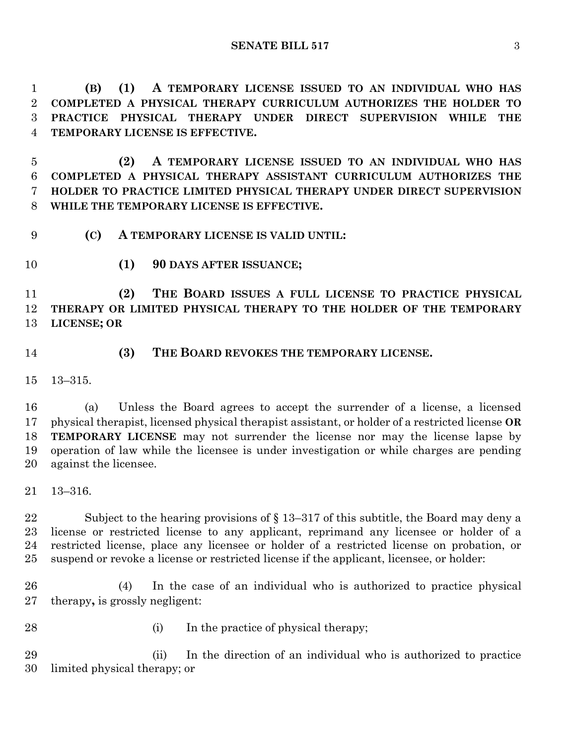**(B) (1) A TEMPORARY LICENSE ISSUED TO AN INDIVIDUAL WHO HAS COMPLETED A PHYSICAL THERAPY CURRICULUM AUTHORIZES THE HOLDER TO PRACTICE PHYSICAL THERAPY UNDER DIRECT SUPERVISION WHILE THE TEMPORARY LICENSE IS EFFECTIVE.**

**(2) A TEMPORARY LICENSE ISSUED TO AN INDIVIDUAL WHO HAS COMPLETED A PHYSICAL THERAPY ASSISTANT CURRICULUM AUTHORIZES THE HOLDER TO PRACTICE LIMITED PHYSICAL THERAPY UNDER DIRECT SUPERVISION WHILE THE TEMPORARY LICENSE IS EFFECTIVE.**

**(C) A TEMPORARY LICENSE IS VALID UNTIL:**

**(1) 90 DAYS AFTER ISSUANCE;**

**(2) THE BOARD ISSUES A FULL LICENSE TO PRACTICE PHYSICAL THERAPY OR LIMITED PHYSICAL THERAPY TO THE HOLDER OF THE TEMPORARY LICENSE; OR**

**(3) THE BOARD REVOKES THE TEMPORARY LICENSE.**

13–315.

(a) Unless the Board agrees to accept the surrender of a license, a licensed physical therapist, licensed physical therapist assistant, or holder of a restricted license **OR TEMPORARY LICENSE** may not surrender the license nor may the license lapse by operation of law while the licensee is under investigation or while charges are pending against the licensee.

13–316.

Subject to the hearing provisions of § 13–317 of this subtitle, the Board may deny a license or restricted license to any applicant, reprimand any licensee or holder of a restricted license, place any licensee or holder of a restricted license on probation, or suspend or revoke a license or restricted license if the applicant, licensee, or holder:

(4) In the case of an individual who is authorized to practice physical therapy**,** is grossly negligent:

(i) In the practice of physical therapy;

(ii) In the direction of an individual who is authorized to practice limited physical therapy; or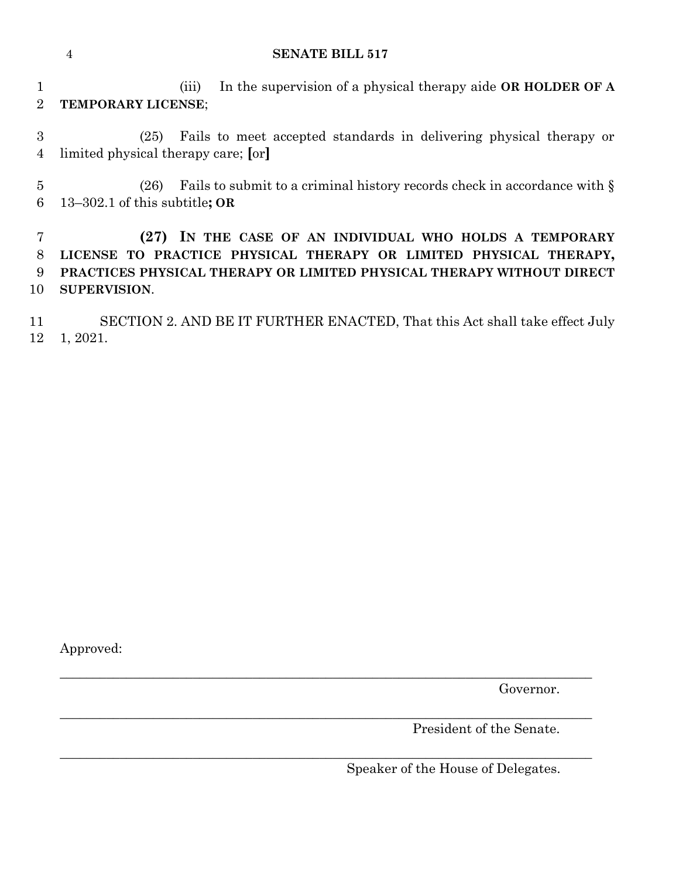(iii) In the supervision of a physical therapy aide **OR HOLDER OF A TEMPORARY LICENSE**;

(25) Fails to meet accepted standards in delivering physical therapy or limited physical therapy care; **[**or**]**

(26) Fails to submit to a criminal history records check in accordance with § 13–302.1 of this subtitle**; OR**

**(27) IN THE CASE OF AN INDIVIDUAL WHO HOLDS A TEMPORARY LICENSE TO PRACTICE PHYSICAL THERAPY OR LIMITED PHYSICAL THERAPY, PRACTICES PHYSICAL THERAPY OR LIMITED PHYSICAL THERAPY WITHOUT DIRECT SUPERVISION**.

SECTION 2. AND BE IT FURTHER ENACTED, That this Act shall take effect July 1, 2021.

Approved:

\_\_\_\_\_\_\_\_\_\_\_\_\_\_\_\_\_\_\_\_\_\_\_\_\_\_\_\_\_\_\_\_\_\_\_\_\_\_\_\_\_\_\_\_\_\_\_\_\_\_\_\_\_\_\_\_\_\_\_\_\_\_\_\_\_\_\_\_\_\_\_\_

Governor.

\_\_\_\_\_\_\_\_\_\_\_\_\_\_\_\_\_\_\_\_\_\_\_\_\_\_\_\_\_\_\_\_\_\_\_\_\_\_\_\_\_\_\_\_\_\_\_\_\_\_\_\_\_\_\_\_\_\_\_\_\_\_\_\_\_\_\_\_\_\_\_\_

President of the Senate.

\_\_\_\_\_\_\_\_\_\_\_\_\_\_\_\_\_\_\_\_\_\_\_\_\_\_\_\_\_\_\_\_\_\_\_\_\_\_\_\_\_\_\_\_\_\_\_\_\_\_\_\_\_\_\_\_\_\_\_\_\_\_\_\_\_\_\_\_\_\_\_\_

Speaker of the House of Delegates.